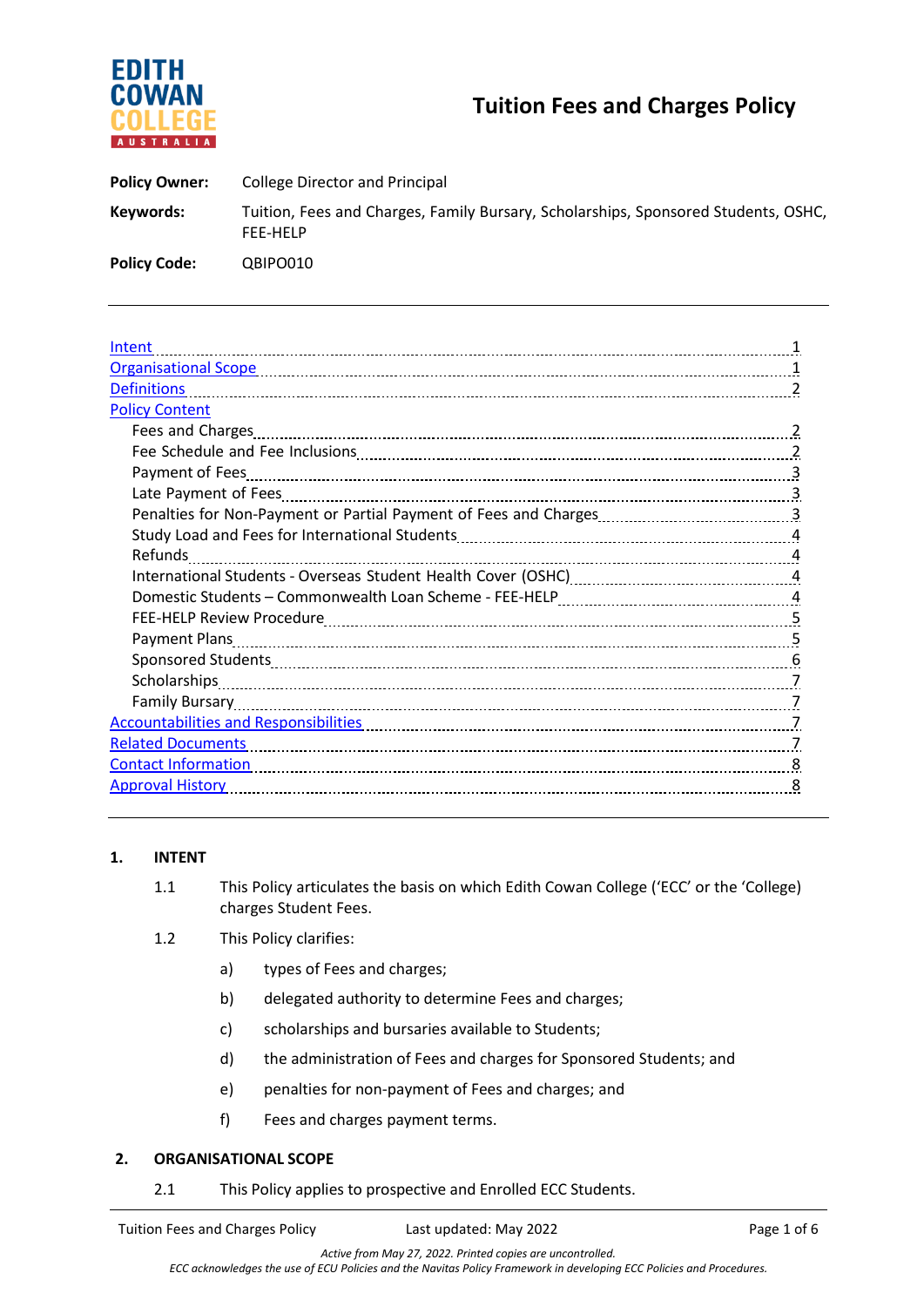# Tuition Fees and Charges Policy

**Policy Owner:** College Director and Principal

**Keywords:** Tuition, Fees and Charges, Family Bursary, Scholarships, Sponsored Students, OSHC, FEE-HELP

**Policy Code:** QBIPO010

---

- Intent ........ 1
- Organisational Scope ........ 1
- Definitions ........ 2
- Policy Content
  - Fees and Charges ........ 2
  - Fee Schedule and Fee Inclusions ........ 2
  - Payment of Fees ........ 3
  - Late Payment of Fees ........ 3
  - Penalties for Non-Payment or Partial Payment of Fees and Charges ........ 3
  - Study Load and Fees for International Students ........ 4
  - Refunds ........ 4
  - International Students - Overseas Student Health Cover (OSHC) ........ 4
  - Domestic Students – Commonwealth Loan Scheme - FEE-HELP ........ 4
  - FEE-HELP Review Procedure ........ 5
  - Payment Plans ........ 5
  - Sponsored Students ........ 6
  - Scholarships ........ 7
  - Family Bursary ........ 7
- Accountabilities and Responsibilities ........ 7
- Related Documents ........ 7
- Contact Information ........ 8
- Approval History ........ 8

---

## 1. INTENT

1.1 This Policy articulates the basis on which Edith Cowan College ('ECC' or the 'College') charges Student Fees.

1.2 This Policy clarifies:

a) types of Fees and charges;

b) delegated authority to determine Fees and charges;

c) scholarships and bursaries available to Students;

d) the administration of Fees and charges for Sponsored Students; and

e) penalties for non-payment of Fees and charges; and

f) Fees and charges payment terms.

## 2. ORGANISATIONAL SCOPE

2.1 This Policy applies to prospective and Enrolled ECC Students.

*Active from May 27, 2022. Printed copies are uncontrolled.*
*ECC acknowledges the use of ECU Policies and the Navitas Policy Framework in developing ECC Policies and Procedures.*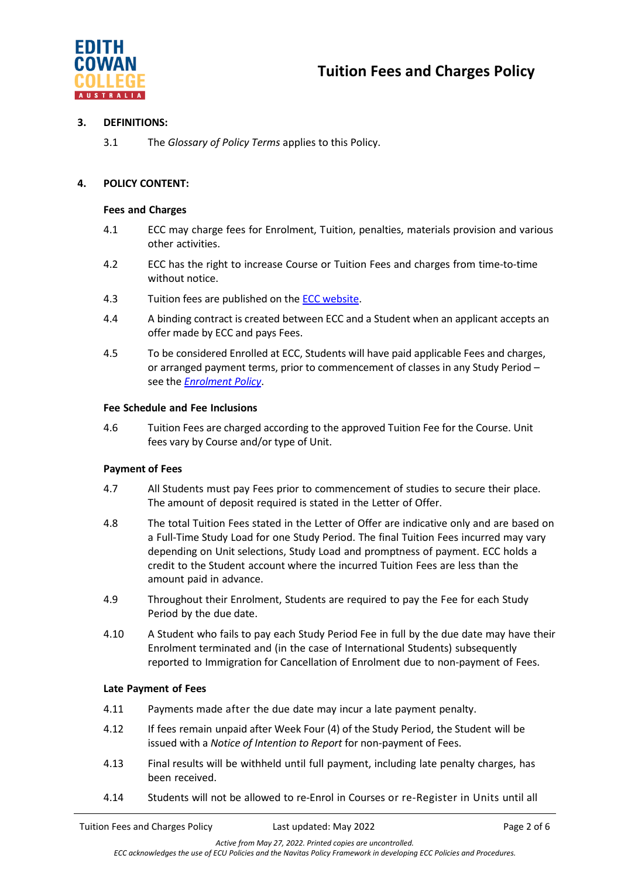## 3. DEFINITIONS:

3.1 The *Glossary of Policy Terms* applies to this Policy.

## 4. POLICY CONTENT:

### Fees and Charges

4.1 ECC may charge fees for Enrolment, Tuition, penalties, materials provision and various other activities.

4.2 ECC has the right to increase Course or Tuition Fees and charges from time-to-time without notice.

4.3 Tuition fees are published on the ECC website.

4.4 A binding contract is created between ECC and a Student when an applicant accepts an offer made by ECC and pays Fees.

4.5 To be considered Enrolled at ECC, Students will have paid applicable Fees and charges, or arranged payment terms, prior to commencement of classes in any Study Period – see the *Enrolment Policy*.

### Fee Schedule and Fee Inclusions

4.6 Tuition Fees are charged according to the approved Tuition Fee for the Course. Unit fees vary by Course and/or type of Unit.

### Payment of Fees

4.7 All Students must pay Fees prior to commencement of studies to secure their place. The amount of deposit required is stated in the Letter of Offer.

4.8 The total Tuition Fees stated in the Letter of Offer are indicative only and are based on a Full-Time Study Load for one Study Period. The final Tuition Fees incurred may vary depending on Unit selections, Study Load and promptness of payment. ECC holds a credit to the Student account where the incurred Tuition Fees are less than the amount paid in advance.

4.9 Throughout their Enrolment, Students are required to pay the Fee for each Study Period by the due date.

4.10 A Student who fails to pay each Study Period Fee in full by the due date may have their Enrolment terminated and (in the case of International Students) subsequently reported to Immigration for Cancellation of Enrolment due to non-payment of Fees.

### Late Payment of Fees

4.11 Payments made after the due date may incur a late payment penalty.

4.12 If fees remain unpaid after Week Four (4) of the Study Period, the Student will be issued with a *Notice of Intention to Report* for non-payment of Fees.

4.13 Final results will be withheld until full payment, including late penalty charges, has been received.

4.14 Students will not be allowed to re-Enrol in Courses or re-Register in Units until all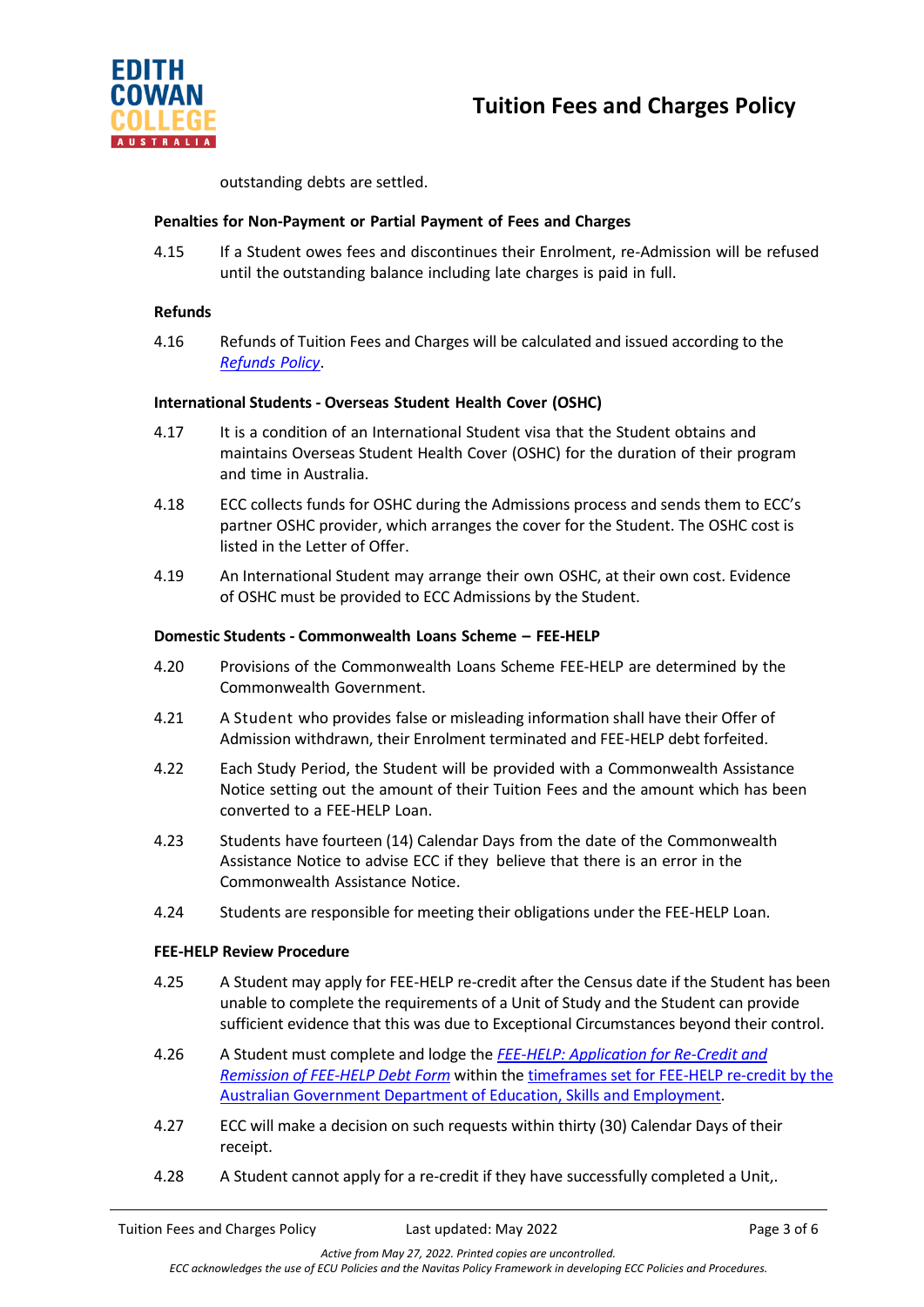outstanding debts are settled.

### Penalties for Non-Payment or Partial Payment of Fees and Charges

4.15 If a Student owes fees and discontinues their Enrolment, re-Admission will be refused until the outstanding balance including late charges is paid in full.

### Refunds

4.16 Refunds of Tuition Fees and Charges will be calculated and issued according to the *Refunds Policy*.

### International Students - Overseas Student Health Cover (OSHC)

4.17 It is a condition of an International Student visa that the Student obtains and maintains Overseas Student Health Cover (OSHC) for the duration of their program and time in Australia.

4.18 ECC collects funds for OSHC during the Admissions process and sends them to ECC's partner OSHC provider, which arranges the cover for the Student. The OSHC cost is listed in the Letter of Offer.

4.19 An International Student may arrange their own OSHC, at their own cost. Evidence of OSHC must be provided to ECC Admissions by the Student.

### Domestic Students - Commonwealth Loans Scheme – FEE-HELP

4.20 Provisions of the Commonwealth Loans Scheme FEE-HELP are determined by the Commonwealth Government.

4.21 A Student who provides false or misleading information shall have their Offer of Admission withdrawn, their Enrolment terminated and FEE-HELP debt forfeited.

4.22 Each Study Period, the Student will be provided with a Commonwealth Assistance Notice setting out the amount of their Tuition Fees and the amount which has been converted to a FEE-HELP Loan.

4.23 Students have fourteen (14) Calendar Days from the date of the Commonwealth Assistance Notice to advise ECC if they believe that there is an error in the Commonwealth Assistance Notice.

4.24 Students are responsible for meeting their obligations under the FEE-HELP Loan.

### FEE-HELP Review Procedure

4.25 A Student may apply for FEE-HELP re-credit after the Census date if the Student has been unable to complete the requirements of a Unit of Study and the Student can provide sufficient evidence that this was due to Exceptional Circumstances beyond their control.

4.26 A Student must complete and lodge the *FEE-HELP: Application for Re-Credit and Remission of FEE-HELP Debt Form* within the timeframes set for FEE-HELP re-credit by the Australian Government Department of Education, Skills and Employment.

4.27 ECC will make a decision on such requests within thirty (30) Calendar Days of their receipt.

4.28 A Student cannot apply for a re-credit if they have successfully completed a Unit,.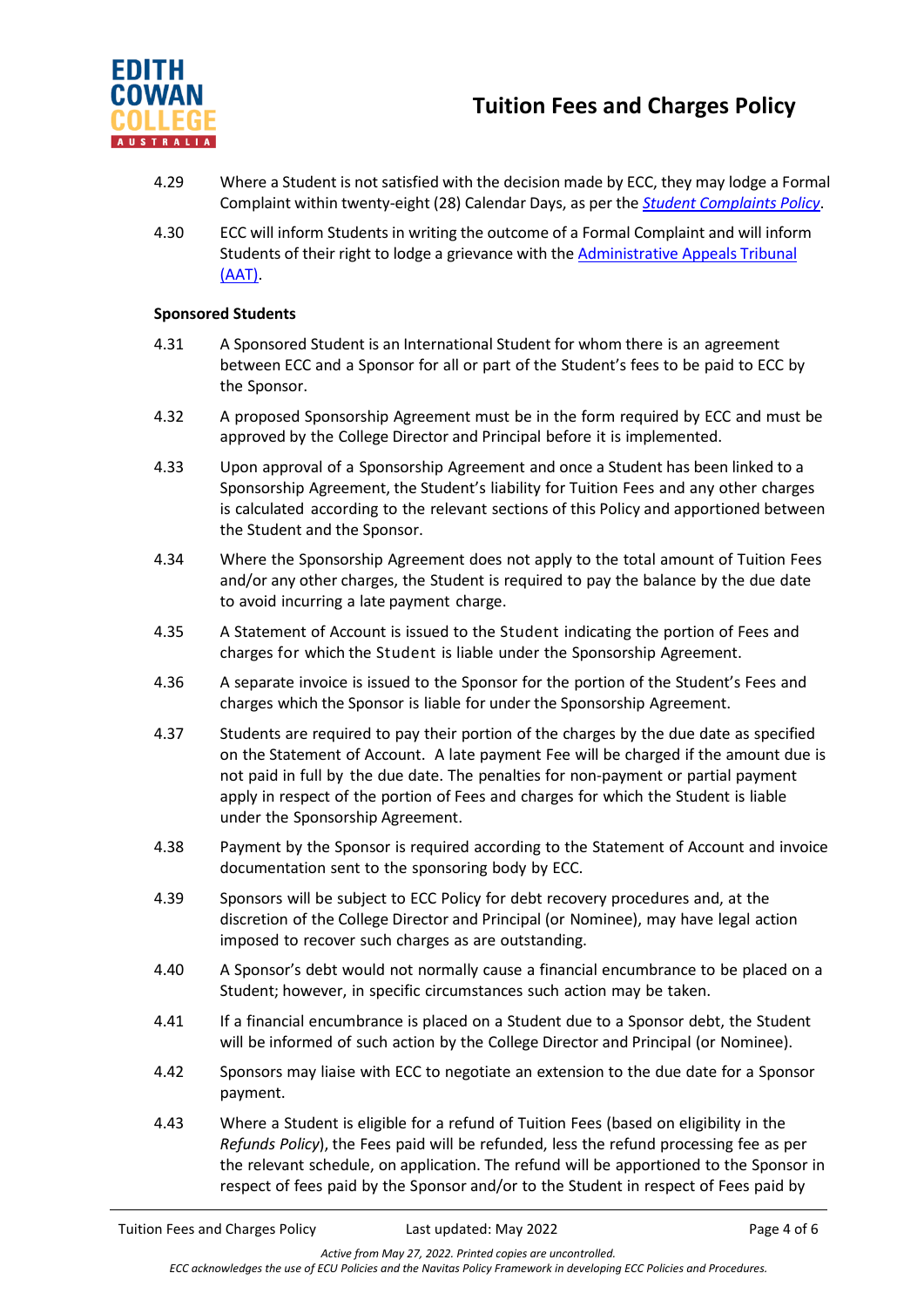4.29 Where a Student is not satisfied with the decision made by ECC, they may lodge a Formal Complaint within twenty-eight (28) Calendar Days, as per the *Student Complaints Policy*.

4.30 ECC will inform Students in writing the outcome of a Formal Complaint and will inform Students of their right to lodge a grievance with the Administrative Appeals Tribunal (AAT).

**Sponsored Students**

4.31 A Sponsored Student is an International Student for whom there is an agreement between ECC and a Sponsor for all or part of the Student's fees to be paid to ECC by the Sponsor.

4.32 A proposed Sponsorship Agreement must be in the form required by ECC and must be approved by the College Director and Principal before it is implemented.

4.33 Upon approval of a Sponsorship Agreement and once a Student has been linked to a Sponsorship Agreement, the Student's liability for Tuition Fees and any other charges is calculated according to the relevant sections of this Policy and apportioned between the Student and the Sponsor.

4.34 Where the Sponsorship Agreement does not apply to the total amount of Tuition Fees and/or any other charges, the Student is required to pay the balance by the due date to avoid incurring a late payment charge.

4.35 A Statement of Account is issued to the Student indicating the portion of Fees and charges for which the Student is liable under the Sponsorship Agreement.

4.36 A separate invoice is issued to the Sponsor for the portion of the Student's Fees and charges which the Sponsor is liable for under the Sponsorship Agreement.

4.37 Students are required to pay their portion of the charges by the due date as specified on the Statement of Account. A late payment Fee will be charged if the amount due is not paid in full by the due date. The penalties for non-payment or partial payment apply in respect of the portion of Fees and charges for which the Student is liable under the Sponsorship Agreement.

4.38 Payment by the Sponsor is required according to the Statement of Account and invoice documentation sent to the sponsoring body by ECC.

4.39 Sponsors will be subject to ECC Policy for debt recovery procedures and, at the discretion of the College Director and Principal (or Nominee), may have legal action imposed to recover such charges as are outstanding.

4.40 A Sponsor's debt would not normally cause a financial encumbrance to be placed on a Student; however, in specific circumstances such action may be taken.

4.41 If a financial encumbrance is placed on a Student due to a Sponsor debt, the Student will be informed of such action by the College Director and Principal (or Nominee).

4.42 Sponsors may liaise with ECC to negotiate an extension to the due date for a Sponsor payment.

4.43 Where a Student is eligible for a refund of Tuition Fees (based on eligibility in the *Refunds Policy*), the Fees paid will be refunded, less the refund processing fee as per the relevant schedule, on application. The refund will be apportioned to the Sponsor in respect of fees paid by the Sponsor and/or to the Student in respect of Fees paid by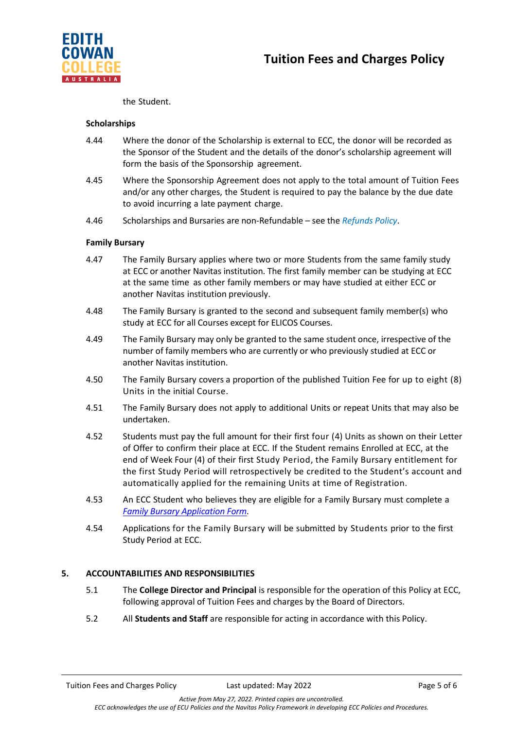the Student.

**Scholarships**

4.44 Where the donor of the Scholarship is external to ECC, the donor will be recorded as the Sponsor of the Student and the details of the donor's scholarship agreement will form the basis of the Sponsorship agreement.

4.45 Where the Sponsorship Agreement does not apply to the total amount of Tuition Fees and/or any other charges, the Student is required to pay the balance by the due date to avoid incurring a late payment charge.

4.46 Scholarships and Bursaries are non-Refundable – see the *Refunds Policy*.

**Family Bursary**

4.47 The Family Bursary applies where two or more Students from the same family study at ECC or another Navitas institution. The first family member can be studying at ECC at the same time as other family members or may have studied at either ECC or another Navitas institution previously.

4.48 The Family Bursary is granted to the second and subsequent family member(s) who study at ECC for all Courses except for ELICOS Courses.

4.49 The Family Bursary may only be granted to the same student once, irrespective of the number of family members who are currently or who previously studied at ECC or another Navitas institution.

4.50 The Family Bursary covers a proportion of the published Tuition Fee for up to eight (8) Units in the initial Course.

4.51 The Family Bursary does not apply to additional Units or repeat Units that may also be undertaken.

4.52 Students must pay the full amount for their first four (4) Units as shown on their Letter of Offer to confirm their place at ECC. If the Student remains Enrolled at ECC, at the end of Week Four (4) of their first Study Period, the Family Bursary entitlement for the first Study Period will retrospectively be credited to the Student's account and automatically applied for the remaining Units at time of Registration.

4.53 An ECC Student who believes they are eligible for a Family Bursary must complete a *Family Bursary Application Form*.

4.54 Applications for the Family Bursary will be submitted by Students prior to the first Study Period at ECC.

## 5. ACCOUNTABILITIES AND RESPONSIBILITIES

5.1 The **College Director and Principal** is responsible for the operation of this Policy at ECC, following approval of Tuition Fees and charges by the Board of Directors.

5.2 All **Students and Staff** are responsible for acting in accordance with this Policy.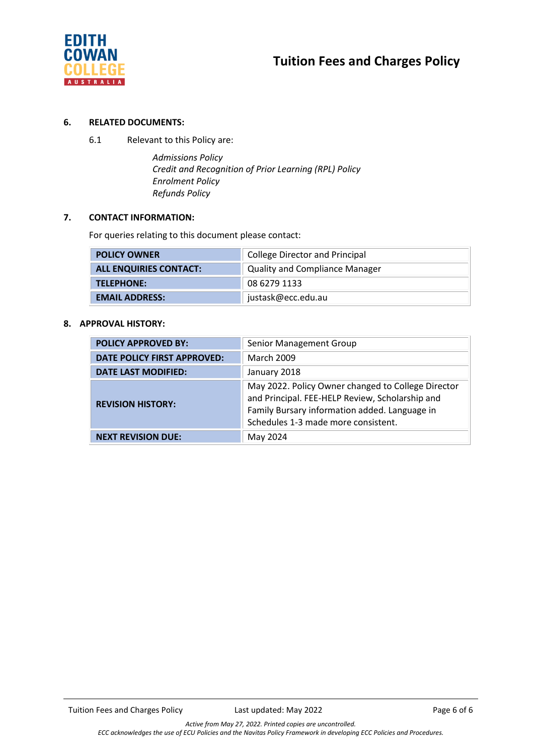### 6. RELATED DOCUMENTS:

6.1 Relevant to this Policy are:

*Admissions Policy*
*Credit and Recognition of Prior Learning (RPL) Policy*
*Enrolment Policy*
*Refunds Policy*

### 7. CONTACT INFORMATION:

For queries relating to this document please contact:

| | |
|---|---|
| **POLICY OWNER** | College Director and Principal |
| **ALL ENQUIRIES CONTACT:** | Quality and Compliance Manager |
| **TELEPHONE:** | 08 6279 1133 |
| **EMAIL ADDRESS:** | justask@ecc.edu.au |

### 8. APPROVAL HISTORY:

| | |
|---|---|
| **POLICY APPROVED BY:** | Senior Management Group |
| **DATE POLICY FIRST APPROVED:** | March 2009 |
| **DATE LAST MODIFIED:** | January 2018 |
| **REVISION HISTORY:** | May 2022. Policy Owner changed to College Director and Principal. FEE-HELP Review, Scholarship and Family Bursary information added. Language in Schedules 1-3 made more consistent. |
| **NEXT REVISION DUE:** | May 2024 |

*Active from May 27, 2022. Printed copies are uncontrolled.*
*ECC acknowledges the use of ECU Policies and the Navitas Policy Framework in developing ECC Policies and Procedures.*